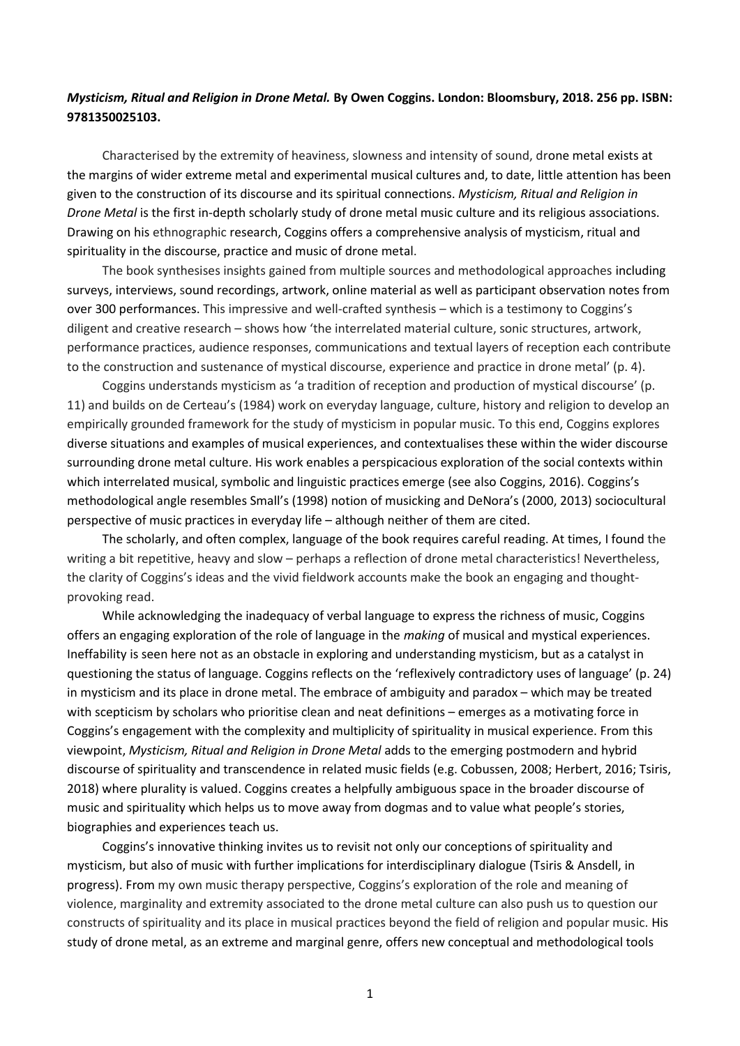***Mysticism, Ritual and Religion in Drone Metal.* By Owen Coggins. London: Bloomsbury, 2018. 256 pp. ISBN: 9781350025103.**

Characterised by the extremity of heaviness, slowness and intensity of sound, drone metal exists at the margins of wider extreme metal and experimental musical cultures and, to date, little attention has been given to the construction of its discourse and its spiritual connections. *Mysticism, Ritual and Religion in Drone Metal* is the first in-depth scholarly study of drone metal music culture and its religious associations. Drawing on his ethnographic research, Coggins offers a comprehensive analysis of mysticism, ritual and spirituality in the discourse, practice and music of drone metal.

The book synthesises insights gained from multiple sources and methodological approaches including surveys, interviews, sound recordings, artwork, online material as well as participant observation notes from over 300 performances. This impressive and well-crafted synthesis – which is a testimony to Coggins's diligent and creative research – shows how 'the interrelated material culture, sonic structures, artwork, performance practices, audience responses, communications and textual layers of reception each contribute to the construction and sustenance of mystical discourse, experience and practice in drone metal' (p. 4).

Coggins understands mysticism as 'a tradition of reception and production of mystical discourse' (p. 11) and builds on de Certeau's (1984) work on everyday language, culture, history and religion to develop an empirically grounded framework for the study of mysticism in popular music. To this end, Coggins explores diverse situations and examples of musical experiences, and contextualises these within the wider discourse surrounding drone metal culture. His work enables a perspicacious exploration of the social contexts within which interrelated musical, symbolic and linguistic practices emerge (see also Coggins, 2016). Coggins's methodological angle resembles Small's (1998) notion of musicking and DeNora's (2000, 2013) sociocultural perspective of music practices in everyday life – although neither of them are cited.

The scholarly, and often complex, language of the book requires careful reading. At times, I found the writing a bit repetitive, heavy and slow – perhaps a reflection of drone metal characteristics! Nevertheless, the clarity of Coggins's ideas and the vivid fieldwork accounts make the book an engaging and thought-provoking read.

While acknowledging the inadequacy of verbal language to express the richness of music, Coggins offers an engaging exploration of the role of language in the *making* of musical and mystical experiences. Ineffability is seen here not as an obstacle in exploring and understanding mysticism, but as a catalyst in questioning the status of language. Coggins reflects on the 'reflexively contradictory uses of language' (p. 24) in mysticism and its place in drone metal. The embrace of ambiguity and paradox – which may be treated with scepticism by scholars who prioritise clean and neat definitions – emerges as a motivating force in Coggins's engagement with the complexity and multiplicity of spirituality in musical experience. From this viewpoint, *Mysticism, Ritual and Religion in Drone Metal* adds to the emerging postmodern and hybrid discourse of spirituality and transcendence in related music fields (e.g. Cobussen, 2008; Herbert, 2016; Tsiris, 2018) where plurality is valued. Coggins creates a helpfully ambiguous space in the broader discourse of music and spirituality which helps us to move away from dogmas and to value what people's stories, biographies and experiences teach us.

Coggins's innovative thinking invites us to revisit not only our conceptions of spirituality and mysticism, but also of music with further implications for interdisciplinary dialogue (Tsiris & Ansdell, in progress). From my own music therapy perspective, Coggins's exploration of the role and meaning of violence, marginality and extremity associated to the drone metal culture can also push us to question our constructs of spirituality and its place in musical practices beyond the field of religion and popular music. His study of drone metal, as an extreme and marginal genre, offers new conceptual and methodological tools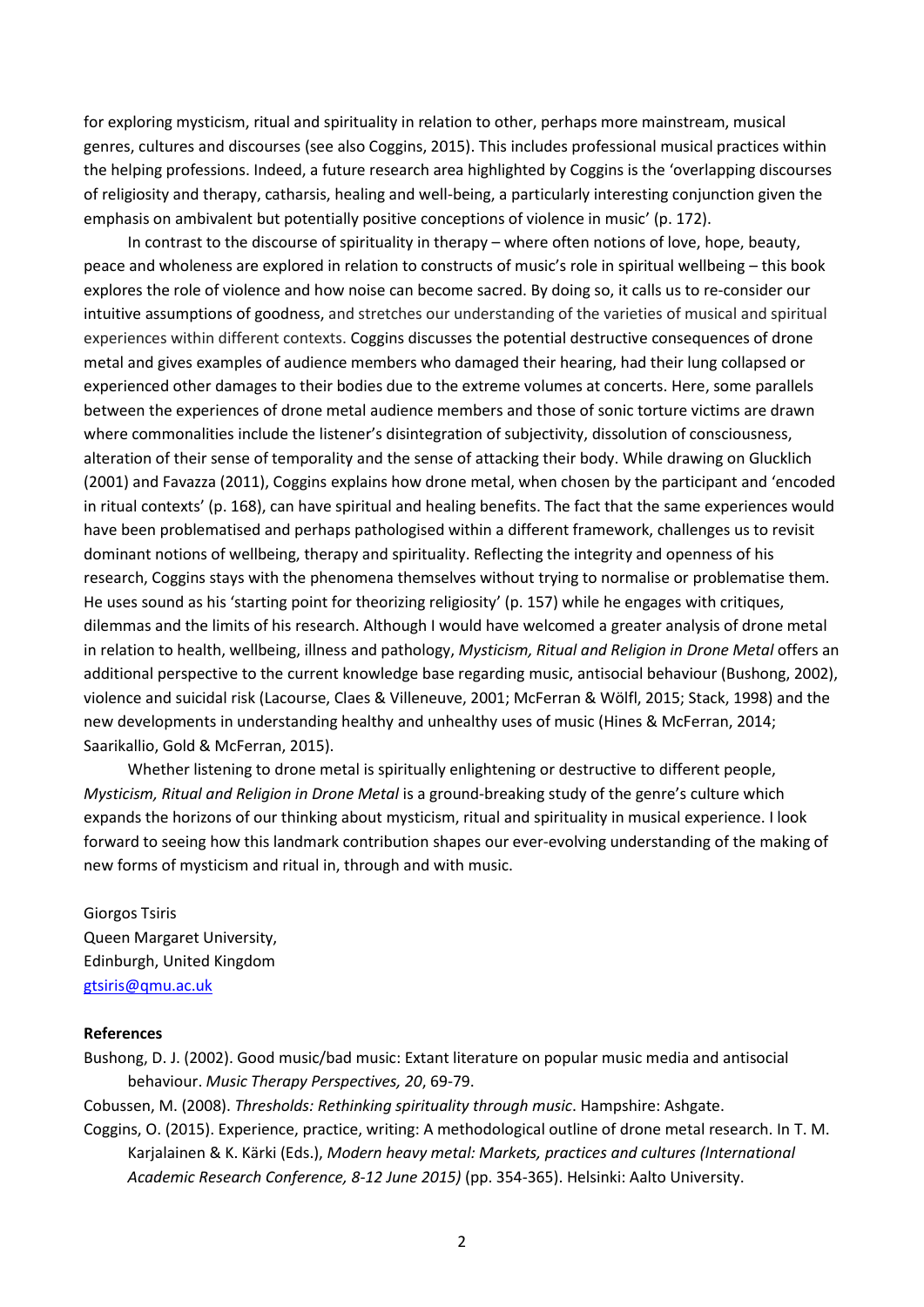for exploring mysticism, ritual and spirituality in relation to other, perhaps more mainstream, musical genres, cultures and discourses (see also Coggins, 2015). This includes professional musical practices within the helping professions. Indeed, a future research area highlighted by Coggins is the 'overlapping discourses of religiosity and therapy, catharsis, healing and well-being, a particularly interesting conjunction given the emphasis on ambivalent but potentially positive conceptions of violence in music' (p. 172).

In contrast to the discourse of spirituality in therapy – where often notions of love, hope, beauty, peace and wholeness are explored in relation to constructs of music's role in spiritual wellbeing – this book explores the role of violence and how noise can become sacred. By doing so, it calls us to re-consider our intuitive assumptions of goodness, and stretches our understanding of the varieties of musical and spiritual experiences within different contexts. Coggins discusses the potential destructive consequences of drone metal and gives examples of audience members who damaged their hearing, had their lung collapsed or experienced other damages to their bodies due to the extreme volumes at concerts. Here, some parallels between the experiences of drone metal audience members and those of sonic torture victims are drawn where commonalities include the listener's disintegration of subjectivity, dissolution of consciousness, alteration of their sense of temporality and the sense of attacking their body. While drawing on Glucklich (2001) and Favazza (2011), Coggins explains how drone metal, when chosen by the participant and 'encoded in ritual contexts' (p. 168), can have spiritual and healing benefits. The fact that the same experiences would have been problematised and perhaps pathologised within a different framework, challenges us to revisit dominant notions of wellbeing, therapy and spirituality. Reflecting the integrity and openness of his research, Coggins stays with the phenomena themselves without trying to normalise or problematise them. He uses sound as his 'starting point for theorizing religiosity' (p. 157) while he engages with critiques, dilemmas and the limits of his research. Although I would have welcomed a greater analysis of drone metal in relation to health, wellbeing, illness and pathology, *Mysticism, Ritual and Religion in Drone Metal* offers an additional perspective to the current knowledge base regarding music, antisocial behaviour (Bushong, 2002), violence and suicidal risk (Lacourse, Claes & Villeneuve, 2001; McFerran & Wölfl, 2015; Stack, 1998) and the new developments in understanding healthy and unhealthy uses of music (Hines & McFerran, 2014; Saarikallio, Gold & McFerran, 2015).

Whether listening to drone metal is spiritually enlightening or destructive to different people, *Mysticism, Ritual and Religion in Drone Metal* is a ground-breaking study of the genre's culture which expands the horizons of our thinking about mysticism, ritual and spirituality in musical experience. I look forward to seeing how this landmark contribution shapes our ever-evolving understanding of the making of new forms of mysticism and ritual in, through and with music.

Giorgos Tsiris
Queen Margaret University,
Edinburgh, United Kingdom
gtsiris@qmu.ac.uk

**References**

Bushong, D. J. (2002). Good music/bad music: Extant literature on popular music media and antisocial behaviour. *Music Therapy Perspectives, 20*, 69-79.

Cobussen, M. (2008). *Thresholds: Rethinking spirituality through music*. Hampshire: Ashgate.

Coggins, O. (2015). Experience, practice, writing: A methodological outline of drone metal research. In T. M. Karjalainen & K. Kärki (Eds.), *Modern heavy metal: Markets, practices and cultures (International Academic Research Conference, 8-12 June 2015)* (pp. 354-365). Helsinki: Aalto University.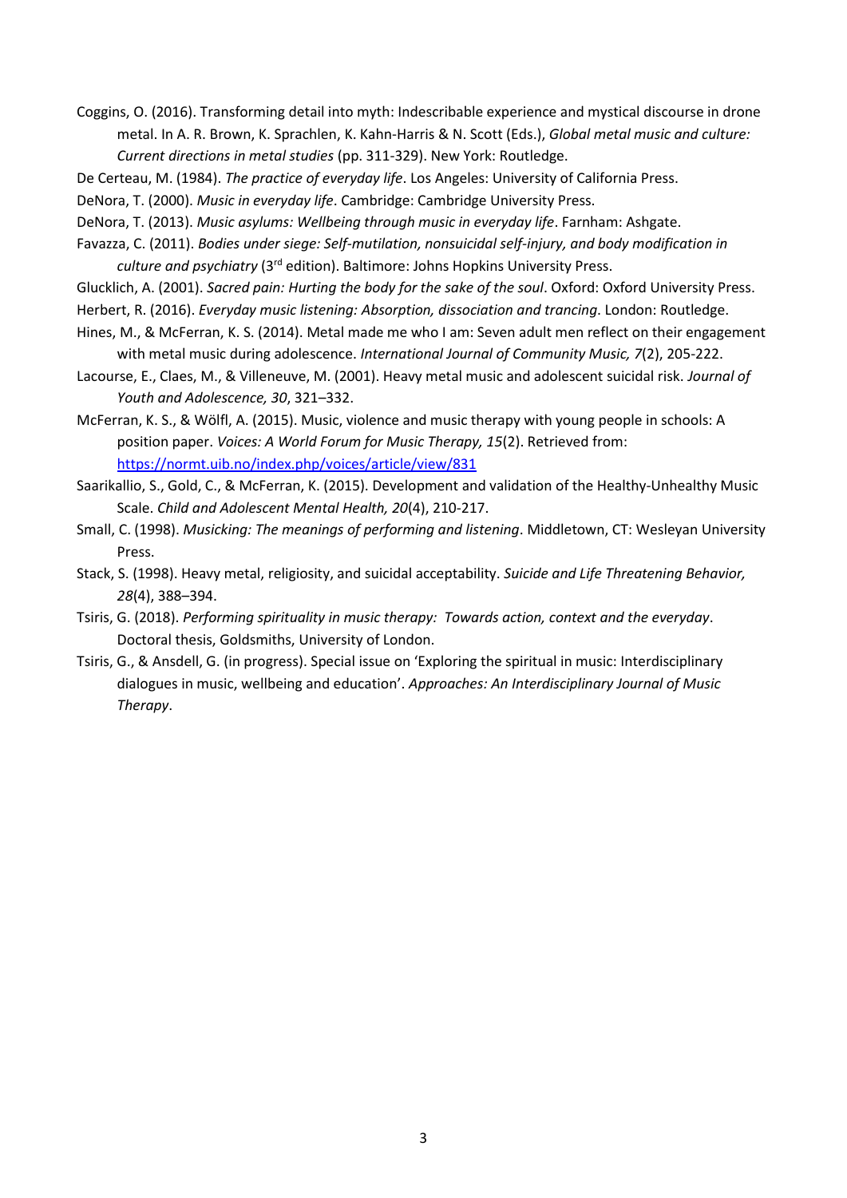Coggins, O. (2016). Transforming detail into myth: Indescribable experience and mystical discourse in drone metal. In A. R. Brown, K. Sprachlen, K. Kahn-Harris & N. Scott (Eds.), *Global metal music and culture: Current directions in metal studies* (pp. 311-329). New York: Routledge.

De Certeau, M. (1984). *The practice of everyday life*. Los Angeles: University of California Press.

DeNora, T. (2000). *Music in everyday life*. Cambridge: Cambridge University Press.

DeNora, T. (2013). *Music asylums: Wellbeing through music in everyday life*. Farnham: Ashgate.

Favazza, C. (2011). *Bodies under siege: Self-mutilation, nonsuicidal self-injury, and body modification in culture and psychiatry* (3rd edition). Baltimore: Johns Hopkins University Press.

Glucklich, A. (2001). *Sacred pain: Hurting the body for the sake of the soul*. Oxford: Oxford University Press.

Herbert, R. (2016). *Everyday music listening: Absorption, dissociation and trancing*. London: Routledge.

Hines, M., & McFerran, K. S. (2014). Metal made me who I am: Seven adult men reflect on their engagement with metal music during adolescence. *International Journal of Community Music, 7*(2), 205-222.

Lacourse, E., Claes, M., & Villeneuve, M. (2001). Heavy metal music and adolescent suicidal risk. *Journal of Youth and Adolescence, 30*, 321–332.

McFerran, K. S., & Wölfl, A. (2015). Music, violence and music therapy with young people in schools: A position paper. *Voices: A World Forum for Music Therapy, 15*(2). Retrieved from: https://normt.uib.no/index.php/voices/article/view/831

Saarikallio, S., Gold, C., & McFerran, K. (2015). Development and validation of the Healthy-Unhealthy Music Scale. *Child and Adolescent Mental Health, 20*(4), 210-217.

Small, C. (1998). *Musicking: The meanings of performing and listening*. Middletown, CT: Wesleyan University Press.

Stack, S. (1998). Heavy metal, religiosity, and suicidal acceptability. *Suicide and Life Threatening Behavior, 28*(4), 388–394.

Tsiris, G. (2018). *Performing spirituality in music therapy: Towards action, context and the everyday*. Doctoral thesis, Goldsmiths, University of London.

Tsiris, G., & Ansdell, G. (in progress). Special issue on 'Exploring the spiritual in music: Interdisciplinary dialogues in music, wellbeing and education'. *Approaches: An Interdisciplinary Journal of Music Therapy*.